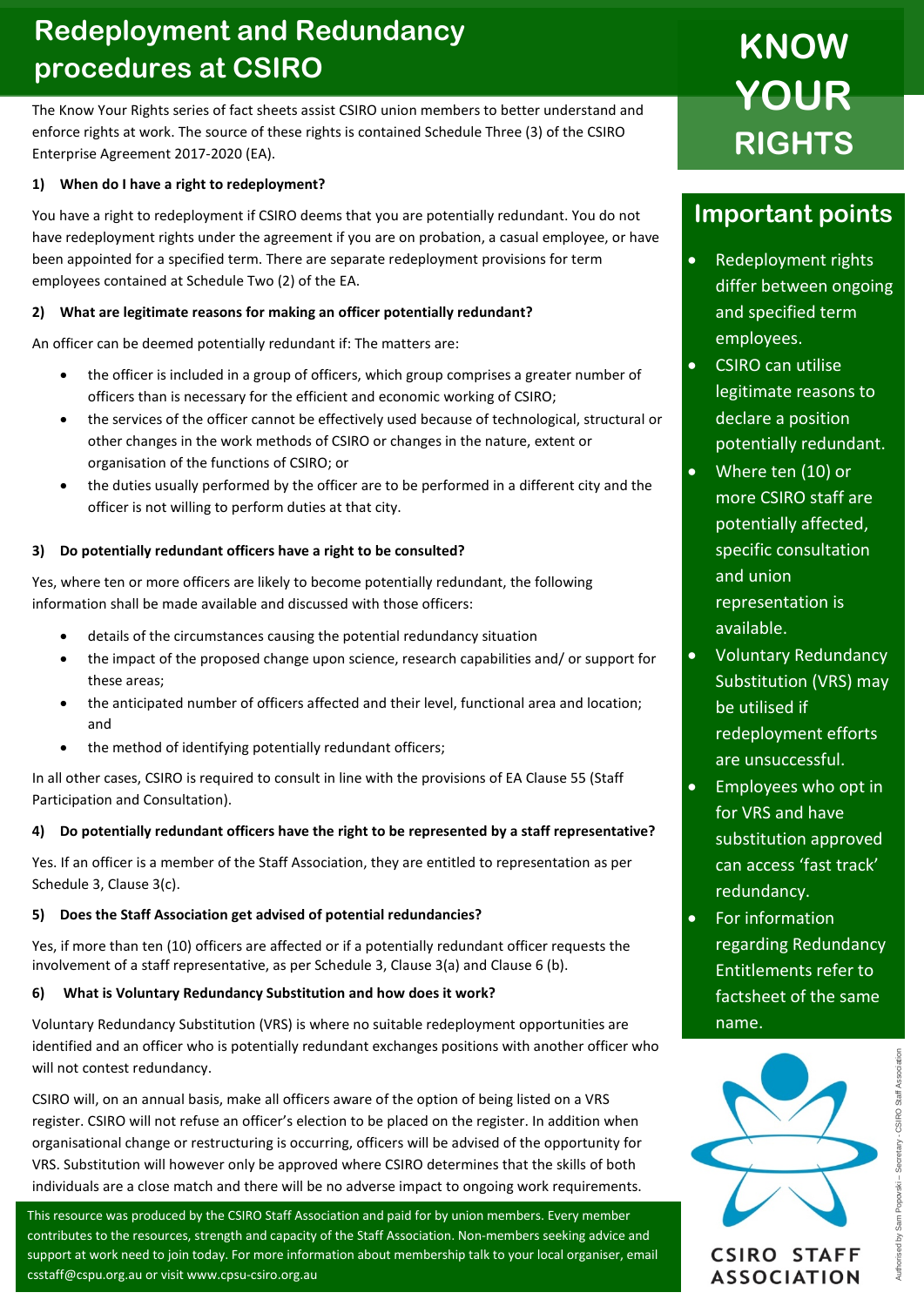# Redeployment and Redundancy procedures at CSIRO

## KNOW YOUR RIGHTS

The Know Your Rights series of fact sheets assist CSIRO union members to better understand and enforce rights at work. The source of these rights is contained Schedule Three (3) of the CSIRO Enterprise Agreement 2017-2020 (EA).

### 1) When do I have a right to redeployment?

You have a right to redeployment if CSIRO deems that you are potentially redundant. You do not have redeployment rights under the agreement if you are on probation, a casual employee, or have been appointed for a specified term. There are separate redeployment provisions for term employees contained at Schedule Two (2) of the EA.

### 2) What are legitimate reasons for making an officer potentially redundant?

An officer can be deemed potentially redundant if: The matters are:

- the officer is included in a group of officers, which group comprises a greater number of officers than is necessary for the efficient and economic working of CSIRO;
- the services of the officer cannot be effectively used because of technological, structural or other changes in the work methods of CSIRO or changes in the nature, extent or organisation of the functions of CSIRO; or
- the duties usually performed by the officer are to be performed in a different city and the officer is not willing to perform duties at that city.

### 3) Do potentially redundant officers have a right to be consulted?

Yes, where ten or more officers are likely to become potentially redundant, the following information shall be made available and discussed with those officers:

- details of the circumstances causing the potential redundancy situation
- the impact of the proposed change upon science, research capabilities and/ or support for these areas;
- the anticipated number of officers affected and their level, functional area and location; and
- the method of identifying potentially redundant officers;

In all other cases, CSIRO is required to consult in line with the provisions of EA Clause 55 (Staff Participation and Consultation).

### 4) Do potentially redundant officers have the right to be represented by a staff representative?

Yes. If an officer is a member of the Staff Association, they are entitled to representation as per Schedule 3, Clause 3(c).

### 5) Does the Staff Association get advised of potential redundancies?

Yes, if more than ten (10) officers are affected or if a potentially redundant officer requests the involvement of a staff representative, as per Schedule 3, Clause 3(a) and Clause 6 (b).

### 6) What is Voluntary Redundancy Substitution and how does it work?

Voluntary Redundancy Substitution (VRS) is where no suitable redeployment opportunities are identified and an officer who is potentially redundant exchanges positions with another officer who will not contest redundancy.

CSIRO will, on an annual basis, make all officers aware of the option of being listed on a VRS register. CSIRO will not refuse an officer's election to be placed on the register. In addition when organisational change or restructuring is occurring, officers will be advised of the opportunity for VRS. Substitution will however only be approved where CSIRO determines that the skills of both individuals are a close match and there will be no adverse impact to ongoing work requirements.

## Important points

- Redeployment rights differ between ongoing and specified term employees.
- CSIRO can utilise legitimate reasons to declare a position potentially redundant.
- Where ten (10) or more CSIRO staff are potentially affected, specific consultation and union representation is available.
- Voluntary Redundancy Substitution (VRS) may be utilised if redeployment efforts are unsuccessful.
- Employees who opt in for VRS and have substitution approved can access 'fast track' redundancy.
- For information regarding Redundancy Entitlements refer to factsheet of the same name.

This resource was produced by the CSIRO Staff Association and paid for by union members. Every member contributes to the resources, strength and capacity of the Staff Association. Non-members seeking advice and support at work need to join today. For more information about membership talk to your local organiser, email csstaff@cspu.org.au or visit www.cpsu-csiro.org.au

CSIRO STAFF ASSOCIATION

Authorised by Sam Popovski – Secretary - CSIRO Staff Association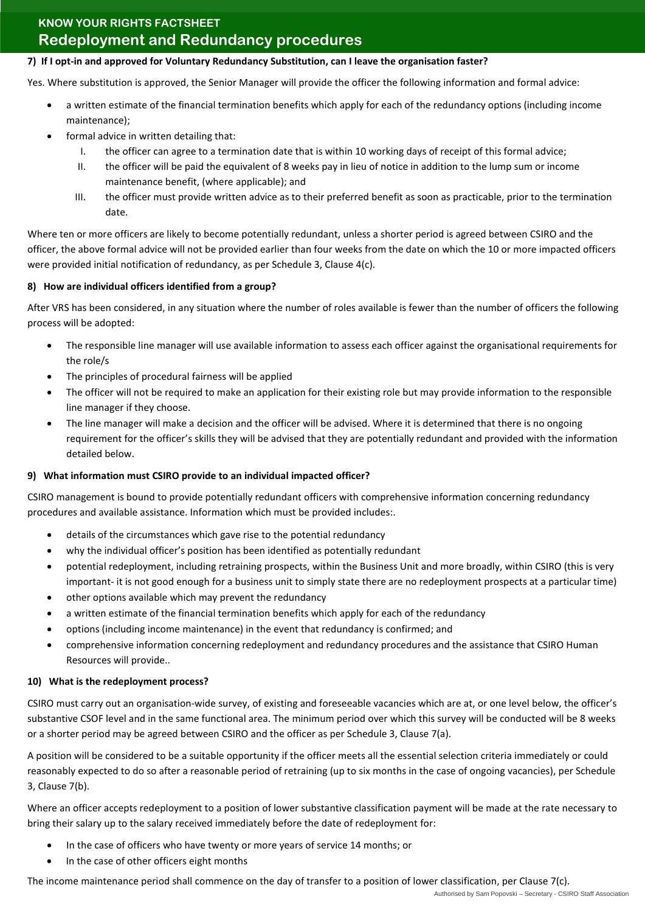**7) If I opt-in and approved for Voluntary Redundancy Substitution, can I leave the organisation faster?**

Yes. Where substitution is approved, the Senior Manager will provide the officer the following information and formal advice:

- a written estimate of the financial termination benefits which apply for each of the redundancy options (including income maintenance);
- formal advice in written detailing that:
    I. the officer can agree to a termination date that is within 10 working days of receipt of this formal advice;
    II. the officer will be paid the equivalent of 8 weeks pay in lieu of notice in addition to the lump sum or income maintenance benefit, (where applicable); and
    III. the officer must provide written advice as to their preferred benefit as soon as practicable, prior to the termination date.

Where ten or more officers are likely to become potentially redundant, unless a shorter period is agreed between CSIRO and the officer, the above formal advice will not be provided earlier than four weeks from the date on which the 10 or more impacted officers were provided initial notification of redundancy, as per Schedule 3, Clause 4(c).

**8) How are individual officers identified from a group?**

After VRS has been considered, in any situation where the number of roles available is fewer than the number of officers the following process will be adopted:

- The responsible line manager will use available information to assess each officer against the organisational requirements for the role/s
- The principles of procedural fairness will be applied
- The officer will not be required to make an application for their existing role but may provide information to the responsible line manager if they choose.
- The line manager will make a decision and the officer will be advised. Where it is determined that there is no ongoing requirement for the officer's skills they will be advised that they are potentially redundant and provided with the information detailed below.

**9) What information must CSIRO provide to an individual impacted officer?**

CSIRO management is bound to provide potentially redundant officers with comprehensive information concerning redundancy procedures and available assistance. Information which must be provided includes:.

- details of the circumstances which gave rise to the potential redundancy
- why the individual officer's position has been identified as potentially redundant
- potential redeployment, including retraining prospects, within the Business Unit and more broadly, within CSIRO (this is very important- it is not good enough for a business unit to simply state there are no redeployment prospects at a particular time)
- other options available which may prevent the redundancy
- a written estimate of the financial termination benefits which apply for each of the redundancy
- options (including income maintenance) in the event that redundancy is confirmed; and
- comprehensive information concerning redeployment and redundancy procedures and the assistance that CSIRO Human Resources will provide..

**10) What is the redeployment process?**

CSIRO must carry out an organisation-wide survey, of existing and foreseeable vacancies which are at, or one level below, the officer's substantive CSOF level and in the same functional area. The minimum period over which this survey will be conducted will be 8 weeks or a shorter period may be agreed between CSIRO and the officer as per Schedule 3, Clause 7(a).

A position will be considered to be a suitable opportunity if the officer meets all the essential selection criteria immediately or could reasonably expected to do so after a reasonable period of retraining (up to six months in the case of ongoing vacancies), per Schedule 3, Clause 7(b).

Where an officer accepts redeployment to a position of lower substantive classification payment will be made at the rate necessary to bring their salary up to the salary received immediately before the date of redeployment for:

- In the case of officers who have twenty or more years of service 14 months; or
- In the case of other officers eight months

The income maintenance period shall commence on the day of transfer to a position of lower classification, per Clause 7(c).

Authorised by Sam Popovski – Secretary - CSIRO Staff Association